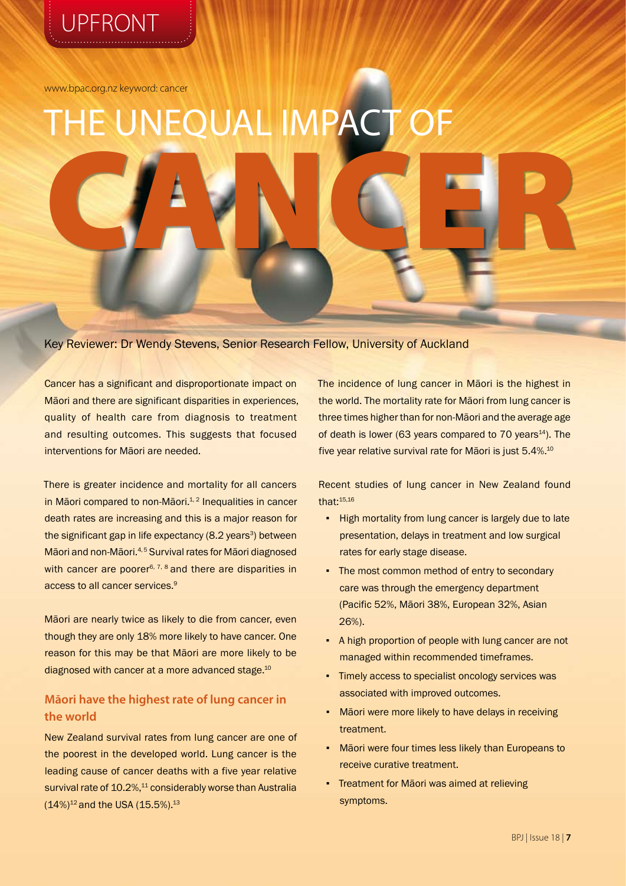UPFRONT

www.bpac.org.nz keyword: cancer

# THE UNEQUAL IMPACT OF CANCER

Key Reviewer: Dr Wendy Stevens, Senior Research Fellow, University of Auckland

Cancer has a significant and disproportionate impact on Māori and there are significant disparities in experiences, quality of health care from diagnosis to treatment and resulting outcomes. This suggests that focused interventions for Māori are needed.

There is greater incidence and mortality for all cancers in Māori compared to non-Māori.[1, 2] Inequalities in cancer death rates are increasing and this is a major reason for the significant gap in life expectancy (8.2 years[3]) between Māori and non-Māori.[4, 5] Survival rates for Māori diagnosed with cancer are poorer[6, 7, 8] and there are disparities in access to all cancer services.[9]

Māori are nearly twice as likely to die from cancer, even though they are only 18% more likely to have cancer. One reason for this may be that Māori are more likely to be diagnosed with cancer at a more advanced stage.[10]

## Māori have the highest rate of lung cancer in the world

New Zealand survival rates from lung cancer are one of the poorest in the developed world. Lung cancer is the leading cause of cancer deaths with a five year relative survival rate of 10.2%,[11] considerably worse than Australia (14%)[12] and the USA (15.5%).[13]

The incidence of lung cancer in Māori is the highest in the world. The mortality rate for Māori from lung cancer is three times higher than for non-Māori and the average age of death is lower (63 years compared to 70 years[14]). The five year relative survival rate for Māori is just 5.4%.[10]

Recent studies of lung cancer in New Zealand found that:[15,16]

- High mortality from lung cancer is largely due to late presentation, delays in treatment and low surgical rates for early stage disease.
- The most common method of entry to secondary care was through the emergency department (Pacific 52%, Māori 38%, European 32%, Asian 26%).
- A high proportion of people with lung cancer are not managed within recommended timeframes.
- Timely access to specialist oncology services was associated with improved outcomes.
- Māori were more likely to have delays in receiving treatment.
- Māori were four times less likely than Europeans to receive curative treatment.
- Treatment for Māori was aimed at relieving symptoms.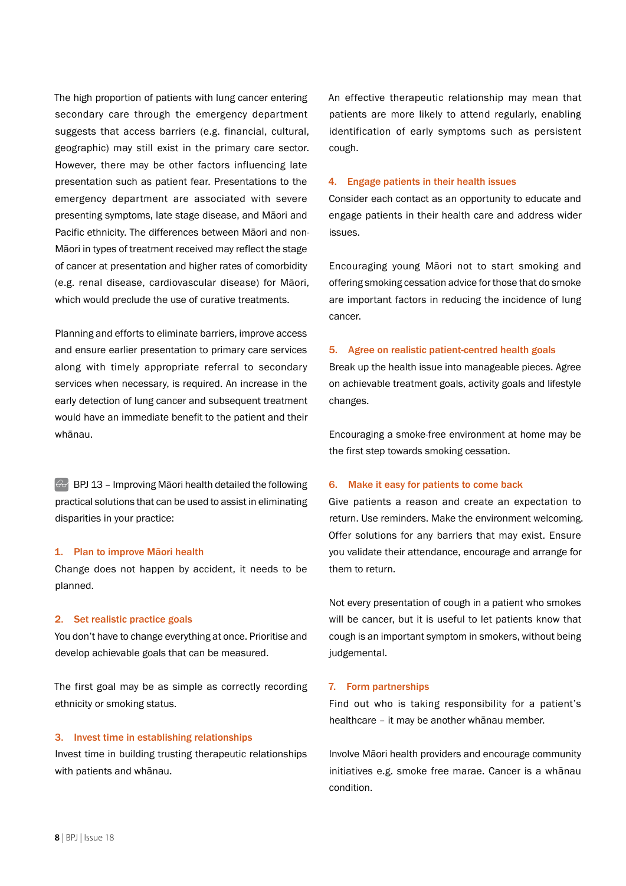The high proportion of patients with lung cancer entering secondary care through the emergency department suggests that access barriers (e.g. financial, cultural, geographic) may still exist in the primary care sector. However, there may be other factors influencing late presentation such as patient fear. Presentations to the emergency department are associated with severe presenting symptoms, late stage disease, and Māori and Pacific ethnicity. The differences between Māori and non-Māori in types of treatment received may reflect the stage of cancer at presentation and higher rates of comorbidity (e.g. renal disease, cardiovascular disease) for Māori, which would preclude the use of curative treatments.

Planning and efforts to eliminate barriers, improve access and ensure earlier presentation to primary care services along with timely appropriate referral to secondary services when necessary, is required. An increase in the early detection of lung cancer and subsequent treatment would have an immediate benefit to the patient and their whānau.

BPJ 13 – Improving Māori health detailed the following practical solutions that can be used to assist in eliminating disparities in your practice:

### 1. Plan to improve Māori health

Change does not happen by accident, it needs to be planned.

### 2. Set realistic practice goals

You don't have to change everything at once. Prioritise and develop achievable goals that can be measured.

The first goal may be as simple as correctly recording ethnicity or smoking status.

### 3. Invest time in establishing relationships

Invest time in building trusting therapeutic relationships with patients and whānau.

An effective therapeutic relationship may mean that patients are more likely to attend regularly, enabling identification of early symptoms such as persistent cough.

### 4. Engage patients in their health issues

Consider each contact as an opportunity to educate and engage patients in their health care and address wider issues.

Encouraging young Māori not to start smoking and offering smoking cessation advice for those that do smoke are important factors in reducing the incidence of lung cancer.

### 5. Agree on realistic patient-centred health goals

Break up the health issue into manageable pieces. Agree on achievable treatment goals, activity goals and lifestyle changes.

Encouraging a smoke-free environment at home may be the first step towards smoking cessation.

### 6. Make it easy for patients to come back

Give patients a reason and create an expectation to return. Use reminders. Make the environment welcoming. Offer solutions for any barriers that may exist. Ensure you validate their attendance, encourage and arrange for them to return.

Not every presentation of cough in a patient who smokes will be cancer, but it is useful to let patients know that cough is an important symptom in smokers, without being judgemental.

### 7. Form partnerships

Find out who is taking responsibility for a patient's healthcare – it may be another whānau member.

Involve Māori health providers and encourage community initiatives e.g. smoke free marae. Cancer is a whānau condition.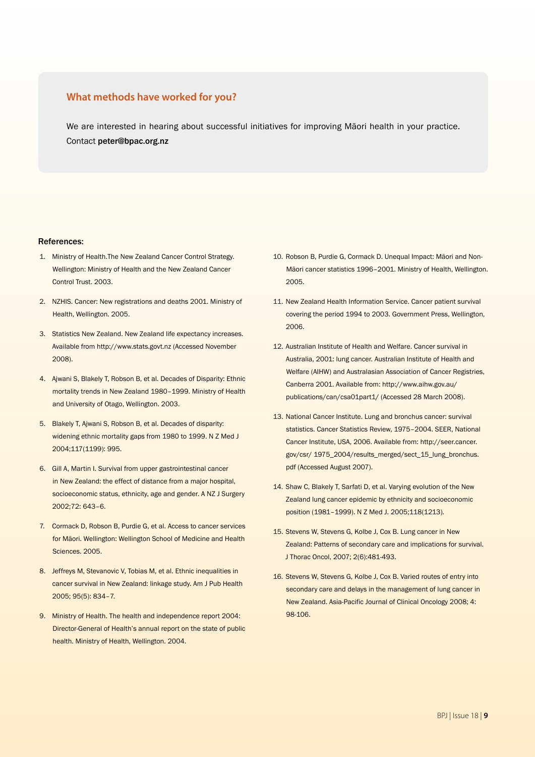### What methods have worked for you?

We are interested in hearing about successful initiatives for improving Māori health in your practice. Contact **peter@bpac.org.nz**

**References:**

1. Ministry of Health.The New Zealand Cancer Control Strategy. Wellington: Ministry of Health and the New Zealand Cancer Control Trust. 2003.
2. NZHIS. Cancer: New registrations and deaths 2001. Ministry of Health, Wellington. 2005.
3. Statistics New Zealand. New Zealand life expectancy increases. Available from http://www.stats.govt.nz (Accessed November 2008).
4. Ajwani S, Blakely T, Robson B, et al. Decades of Disparity: Ethnic mortality trends in New Zealand 1980–1999. Ministry of Health and University of Otago, Wellington. 2003.
5. Blakely T, Ajwani S, Robson B, et al. Decades of disparity: widening ethnic mortality gaps from 1980 to 1999. N Z Med J 2004;117(1199): 995.
6. Gill A, Martin I. Survival from upper gastrointestinal cancer in New Zealand: the effect of distance from a major hospital, socioeconomic status, ethnicity, age and gender. A NZ J Surgery 2002;72: 643–6.
7. Cormack D, Robson B, Purdie G, et al. Access to cancer services for Māori. Wellington: Wellington School of Medicine and Health Sciences. 2005.
8. Jeffreys M, Stevanovic V, Tobias M, et al. Ethnic inequalities in cancer survival in New Zealand: linkage study. Am J Pub Health 2005; 95(5): 834–7.
9. Ministry of Health. The health and independence report 2004: Director-General of Health's annual report on the state of public health. Ministry of Health, Wellington. 2004.
10. Robson B, Purdie G, Cormack D. Unequal Impact: Māori and Non-Māori cancer statistics 1996–2001. Ministry of Health, Wellington. 2005.
11. New Zealand Health Information Service. Cancer patient survival covering the period 1994 to 2003. Government Press, Wellington, 2006.
12. Australian Institute of Health and Welfare. Cancer survival in Australia, 2001: lung cancer. Australian Institute of Health and Welfare (AIHW) and Australasian Association of Cancer Registries, Canberra 2001. Available from: http://www.aihw.gov.au/publications/can/csa01part1/ (Accessed 28 March 2008).
13. National Cancer Institute. Lung and bronchus cancer: survival statistics. Cancer Statistics Review, 1975–2004. SEER, National Cancer Institute, USA, 2006. Available from: http://seer.cancer.gov/csr/ 1975_2004/results_merged/sect_15_lung_bronchus.pdf (Accessed August 2007).
14. Shaw C, Blakely T, Sarfati D, et al. Varying evolution of the New Zealand lung cancer epidemic by ethnicity and socioeconomic position (1981–1999). N Z Med J. 2005;118(1213).
15. Stevens W, Stevens G, Kolbe J, Cox B. Lung cancer in New Zealand: Patterns of secondary care and implications for survival. J Thorac Oncol, 2007; 2(6):481-493.
16. Stevens W, Stevens G, Kolbe J, Cox B. Varied routes of entry into secondary care and delays in the management of lung cancer in New Zealand. Asia-Pacific Journal of Clinical Oncology 2008; 4: 98-106.